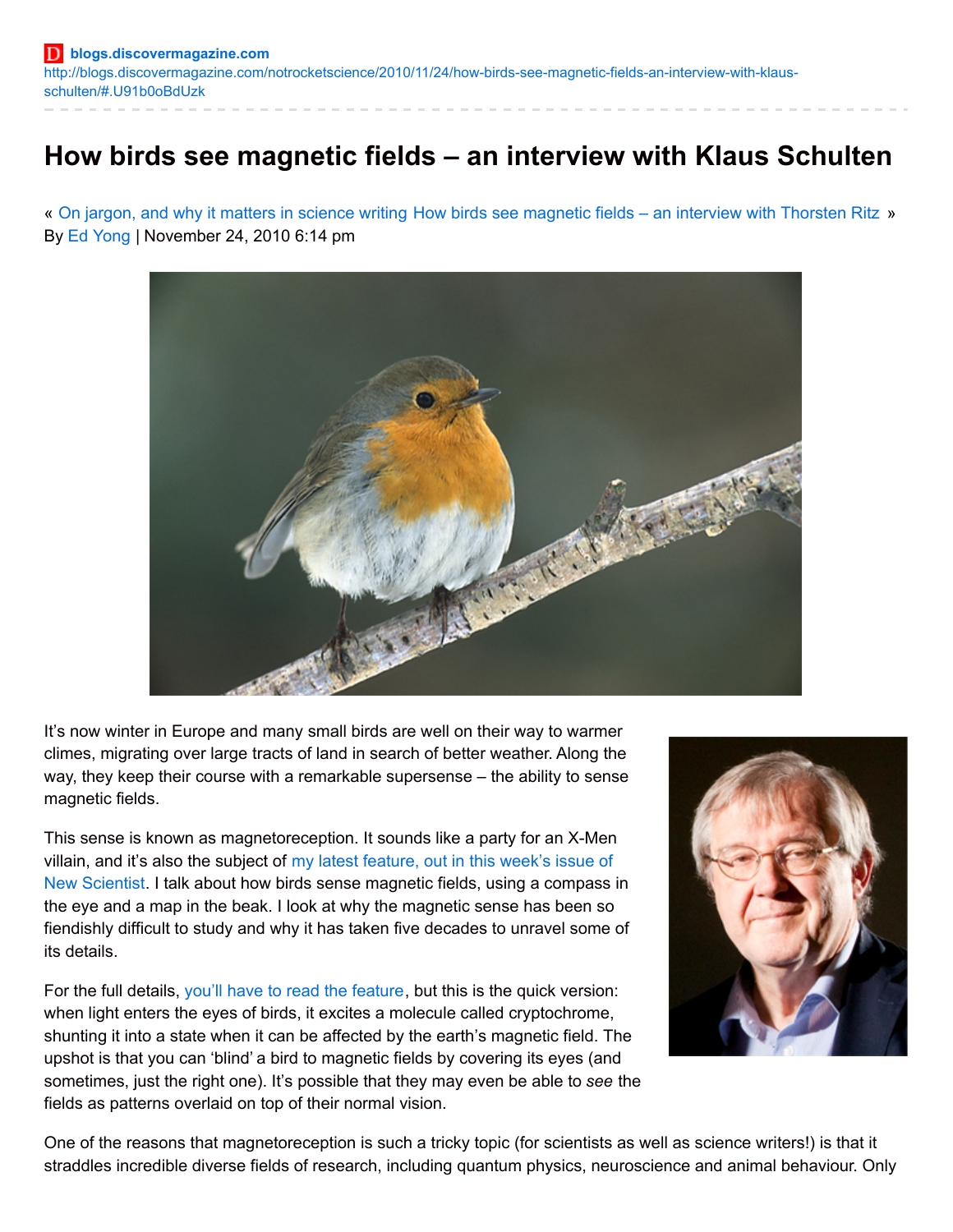**blogs.discovermagazine.com**
http://blogs.discovermagazine.com/notrocketscience/2010/11/24/how-birds-see-magnetic-fields-an-interview-with-klaus-schulten/#.U91b0oBdUzk

# How birds see magnetic fields – an interview with Klaus Schulten

« On jargon, and why it matters in science writing How birds see magnetic fields – an interview with Thorsten Ritz »
By Ed Yong | November 24, 2010 6:14 pm

It's now winter in Europe and many small birds are well on their way to warmer climes, migrating over large tracts of land in search of better weather. Along the way, they keep their course with a remarkable supersense – the ability to sense magnetic fields.

This sense is known as magnetoreception. It sounds like a party for an X-Men villain, and it's also the subject of my latest feature, out in this week's issue of New Scientist. I talk about how birds sense magnetic fields, using a compass in the eye and a map in the beak. I look at why the magnetic sense has been so fiendishly difficult to study and why it has taken five decades to unravel some of its details.

For the full details, you'll have to read the feature, but this is the quick version: when light enters the eyes of birds, it excites a molecule called cryptochrome, shunting it into a state when it can be affected by the earth's magnetic field. The upshot is that you can 'blind' a bird to magnetic fields by covering its eyes (and sometimes, just the right one). It's possible that they may even be able to *see* the fields as patterns overlaid on top of their normal vision.

One of the reasons that magnetoreception is such a tricky topic (for scientists as well as science writers!) is that it straddles incredible diverse fields of research, including quantum physics, neuroscience and animal behaviour. Only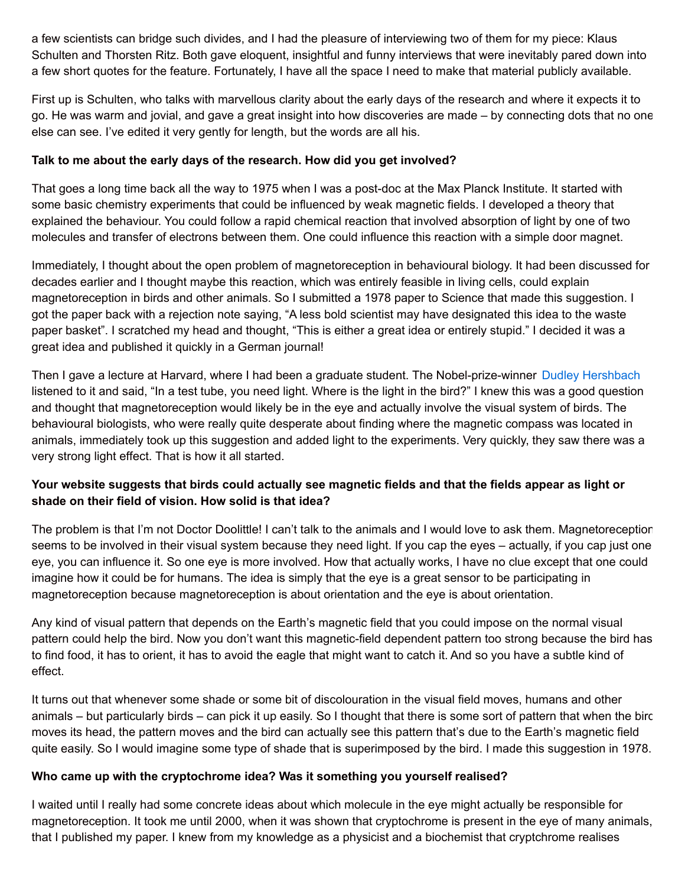a few scientists can bridge such divides, and I had the pleasure of interviewing two of them for my piece: Klaus Schulten and Thorsten Ritz. Both gave eloquent, insightful and funny interviews that were inevitably pared down into a few short quotes for the feature. Fortunately, I have all the space I need to make that material publicly available.

First up is Schulten, who talks with marvellous clarity about the early days of the research and where it expects it to go. He was warm and jovial, and gave a great insight into how discoveries are made – by connecting dots that no one else can see. I've edited it very gently for length, but the words are all his.

**Talk to me about the early days of the research. How did you get involved?**

That goes a long time back all the way to 1975 when I was a post-doc at the Max Planck Institute. It started with some basic chemistry experiments that could be influenced by weak magnetic fields. I developed a theory that explained the behaviour. You could follow a rapid chemical reaction that involved absorption of light by one of two molecules and transfer of electrons between them. One could influence this reaction with a simple door magnet.

Immediately, I thought about the open problem of magnetoreception in behavioural biology. It had been discussed for decades earlier and I thought maybe this reaction, which was entirely feasible in living cells, could explain magnetoreception in birds and other animals. So I submitted a 1978 paper to Science that made this suggestion. I got the paper back with a rejection note saying, "A less bold scientist may have designated this idea to the waste paper basket". I scratched my head and thought, "This is either a great idea or entirely stupid." I decided it was a great idea and published it quickly in a German journal!

Then I gave a lecture at Harvard, where I had been a graduate student. The Nobel-prize-winner Dudley Hershbach listened to it and said, "In a test tube, you need light. Where is the light in the bird?" I knew this was a good question and thought that magnetoreception would likely be in the eye and actually involve the visual system of birds. The behavioural biologists, who were really quite desperate about finding where the magnetic compass was located in animals, immediately took up this suggestion and added light to the experiments. Very quickly, they saw there was a very strong light effect. That is how it all started.

**Your website suggests that birds could actually see magnetic fields and that the fields appear as light or shade on their field of vision. How solid is that idea?**

The problem is that I'm not Doctor Doolittle! I can't talk to the animals and I would love to ask them. Magnetoreception seems to be involved in their visual system because they need light. If you cap the eyes – actually, if you cap just one eye, you can influence it. So one eye is more involved. How that actually works, I have no clue except that one could imagine how it could be for humans. The idea is simply that the eye is a great sensor to be participating in magnetoreception because magnetoreception is about orientation and the eye is about orientation.

Any kind of visual pattern that depends on the Earth's magnetic field that you could impose on the normal visual pattern could help the bird. Now you don't want this magnetic-field dependent pattern too strong because the bird has to find food, it has to orient, it has to avoid the eagle that might want to catch it. And so you have a subtle kind of effect.

It turns out that whenever some shade or some bit of discolouration in the visual field moves, humans and other animals – but particularly birds – can pick it up easily. So I thought that there is some sort of pattern that when the bird moves its head, the pattern moves and the bird can actually see this pattern that's due to the Earth's magnetic field quite easily. So I would imagine some type of shade that is superimposed by the bird. I made this suggestion in 1978.

**Who came up with the cryptochrome idea? Was it something you yourself realised?**

I waited until I really had some concrete ideas about which molecule in the eye might actually be responsible for magnetoreception. It took me until 2000, when it was shown that cryptochrome is present in the eye of many animals, that I published my paper. I knew from my knowledge as a physicist and a biochemist that cryptchrome realises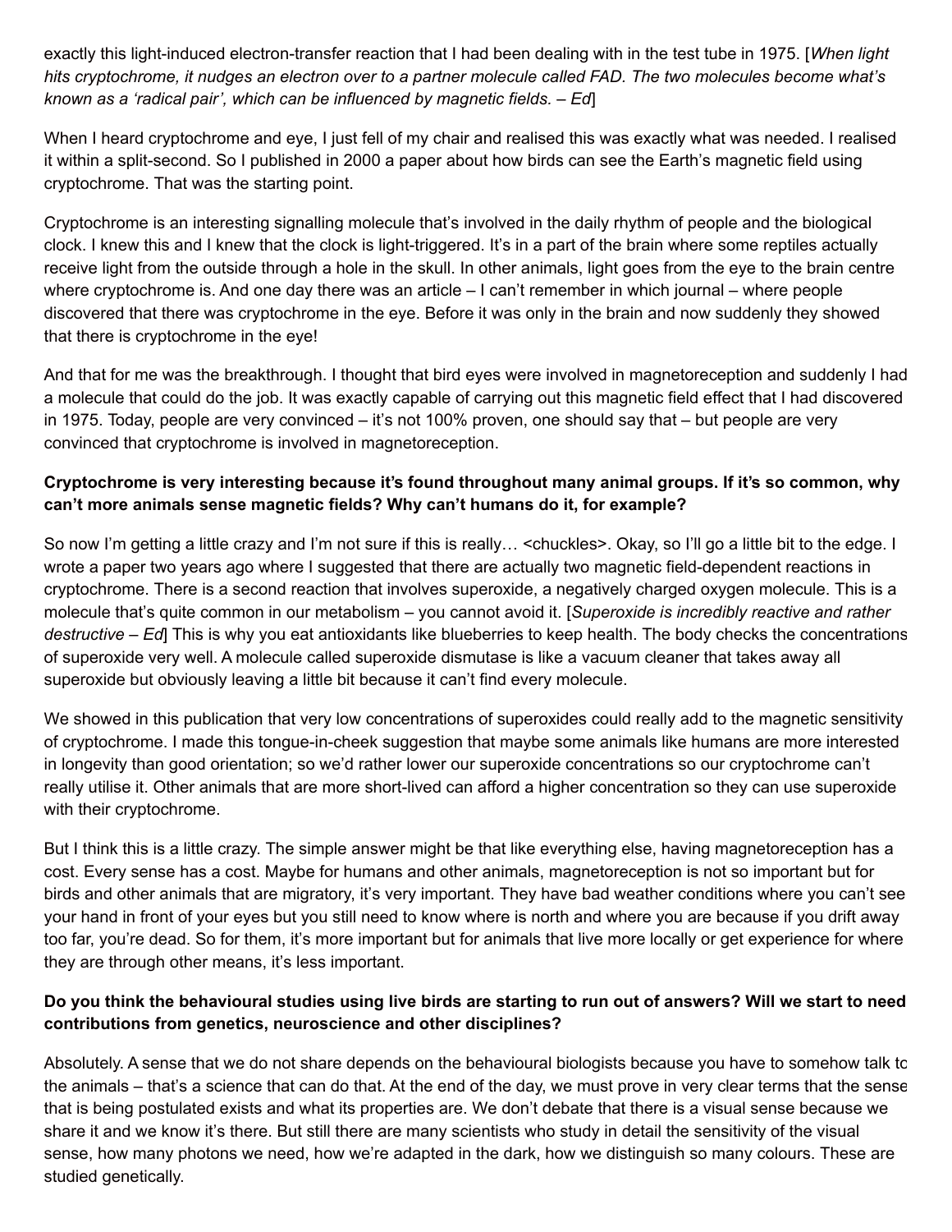exactly this light-induced electron-transfer reaction that I had been dealing with in the test tube in 1975. [*When light hits cryptochrome, it nudges an electron over to a partner molecule called FAD. The two molecules become what's known as a 'radical pair', which can be influenced by magnetic fields. – Ed*]

When I heard cryptochrome and eye, I just fell of my chair and realised this was exactly what was needed. I realised it within a split-second. So I published in 2000 a paper about how birds can see the Earth's magnetic field using cryptochrome. That was the starting point.

Cryptochrome is an interesting signalling molecule that's involved in the daily rhythm of people and the biological clock. I knew this and I knew that the clock is light-triggered. It's in a part of the brain where some reptiles actually receive light from the outside through a hole in the skull. In other animals, light goes from the eye to the brain centre where cryptochrome is. And one day there was an article – I can't remember in which journal – where people discovered that there was cryptochrome in the eye. Before it was only in the brain and now suddenly they showed that there is cryptochrome in the eye!

And that for me was the breakthrough. I thought that bird eyes were involved in magnetoreception and suddenly I had a molecule that could do the job. It was exactly capable of carrying out this magnetic field effect that I had discovered in 1975. Today, people are very convinced – it's not 100% proven, one should say that – but people are very convinced that cryptochrome is involved in magnetoreception.

**Cryptochrome is very interesting because it's found throughout many animal groups. If it's so common, why can't more animals sense magnetic fields? Why can't humans do it, for example?**

So now I'm getting a little crazy and I'm not sure if this is really… <chuckles>. Okay, so I'll go a little bit to the edge. I wrote a paper two years ago where I suggested that there are actually two magnetic field-dependent reactions in cryptochrome. There is a second reaction that involves superoxide, a negatively charged oxygen molecule. This is a molecule that's quite common in our metabolism – you cannot avoid it. [*Superoxide is incredibly reactive and rather destructive – Ed*] This is why you eat antioxidants like blueberries to keep health. The body checks the concentrations of superoxide very well. A molecule called superoxide dismutase is like a vacuum cleaner that takes away all superoxide but obviously leaving a little bit because it can't find every molecule.

We showed in this publication that very low concentrations of superoxides could really add to the magnetic sensitivity of cryptochrome. I made this tongue-in-cheek suggestion that maybe some animals like humans are more interested in longevity than good orientation; so we'd rather lower our superoxide concentrations so our cryptochrome can't really utilise it. Other animals that are more short-lived can afford a higher concentration so they can use superoxide with their cryptochrome.

But I think this is a little crazy. The simple answer might be that like everything else, having magnetoreception has a cost. Every sense has a cost. Maybe for humans and other animals, magnetoreception is not so important but for birds and other animals that are migratory, it's very important. They have bad weather conditions where you can't see your hand in front of your eyes but you still need to know where is north and where you are because if you drift away too far, you're dead. So for them, it's more important but for animals that live more locally or get experience for where they are through other means, it's less important.

**Do you think the behavioural studies using live birds are starting to run out of answers? Will we start to need contributions from genetics, neuroscience and other disciplines?**

Absolutely. A sense that we do not share depends on the behavioural biologists because you have to somehow talk to the animals – that's a science that can do that. At the end of the day, we must prove in very clear terms that the sense that is being postulated exists and what its properties are. We don't debate that there is a visual sense because we share it and we know it's there. But still there are many scientists who study in detail the sensitivity of the visual sense, how many photons we need, how we're adapted in the dark, how we distinguish so many colours. These are studied genetically.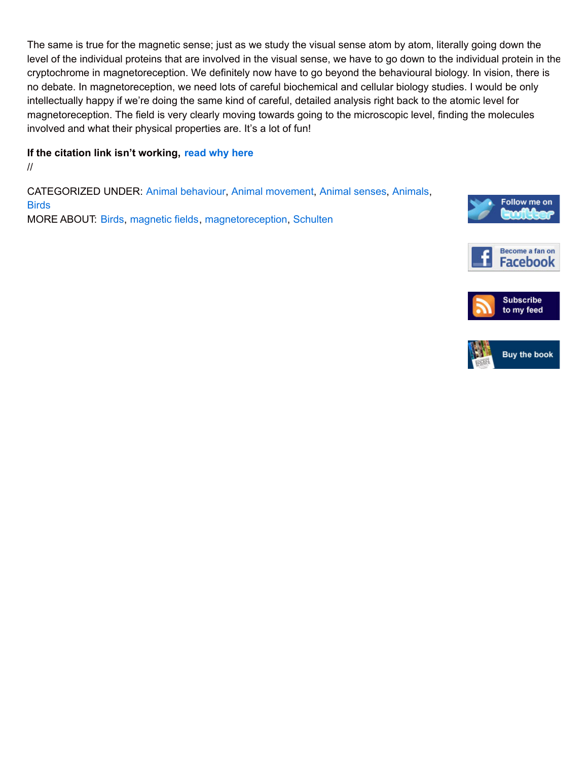The same is true for the magnetic sense; just as we study the visual sense atom by atom, literally going down the level of the individual proteins that are involved in the visual sense, we have to go down to the individual protein in the cryptochrome in magnetoreception. We definitely now have to go beyond the behavioural biology. In vision, there is no debate. In magnetoreception, we need lots of careful biochemical and cellular biology studies. I would be only intellectually happy if we're doing the same kind of careful, detailed analysis right back to the atomic level for magnetoreception. The field is very clearly moving towards going to the microscopic level, finding the molecules involved and what their physical properties are. It's a lot of fun!

**If the citation link isn't working, read why here**

//

CATEGORIZED UNDER: Animal behaviour, Animal movement, Animal senses, Animals, Birds

MORE ABOUT: Birds, magnetic fields, magnetoreception, Schulten

Follow me on twitter

Become a fan on Facebook

Subscribe to my feed

Buy the book